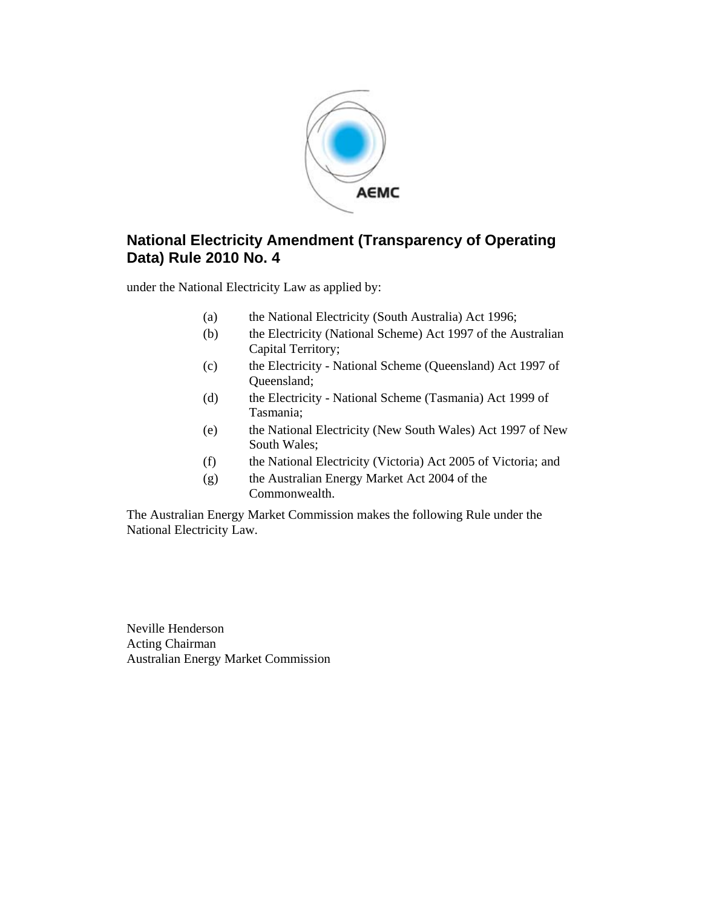AEMC

# National Electricity Amendment (Transparency of Operating Data) Rule 2010 No. 4

under the National Electricity Law as applied by:

(a) the National Electricity (South Australia) Act 1996;

(b) the Electricity (National Scheme) Act 1997 of the Australian Capital Territory;

(c) the Electricity - National Scheme (Queensland) Act 1997 of Queensland;

(d) the Electricity - National Scheme (Tasmania) Act 1999 of Tasmania;

(e) the National Electricity (New South Wales) Act 1997 of New South Wales;

(f) the National Electricity (Victoria) Act 2005 of Victoria; and

(g) the Australian Energy Market Act 2004 of the Commonwealth.

The Australian Energy Market Commission makes the following Rule under the National Electricity Law.

Neville Henderson
Acting Chairman
Australian Energy Market Commission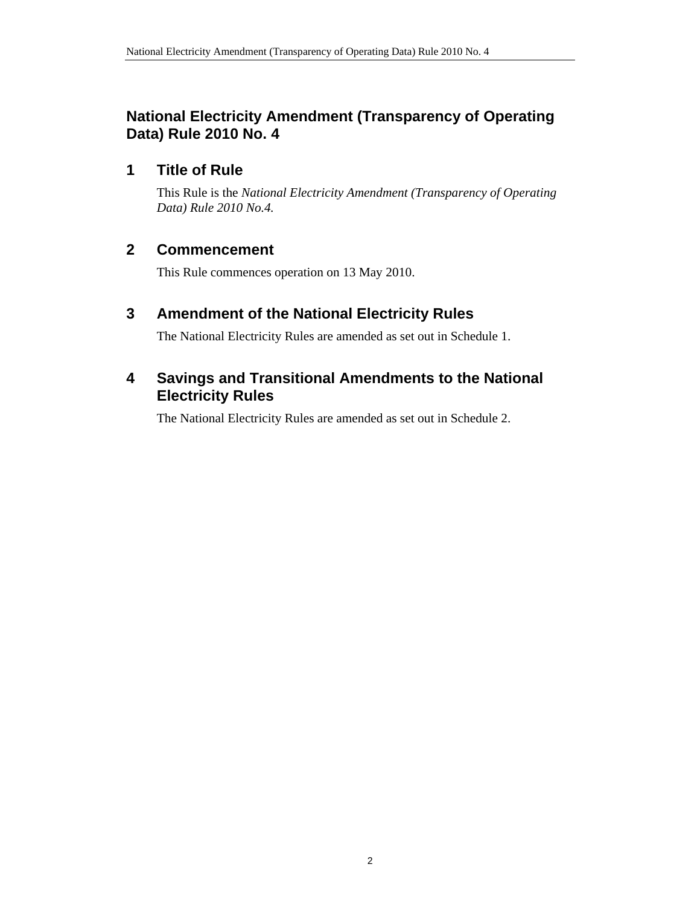# National Electricity Amendment (Transparency of Operating Data) Rule 2010 No. 4

## 1 Title of Rule

This Rule is the *National Electricity Amendment (Transparency of Operating Data) Rule 2010 No.4.*

## 2 Commencement

This Rule commences operation on 13 May 2010.

## 3 Amendment of the National Electricity Rules

The National Electricity Rules are amended as set out in Schedule 1.

## 4 Savings and Transitional Amendments to the National Electricity Rules

The National Electricity Rules are amended as set out in Schedule 2.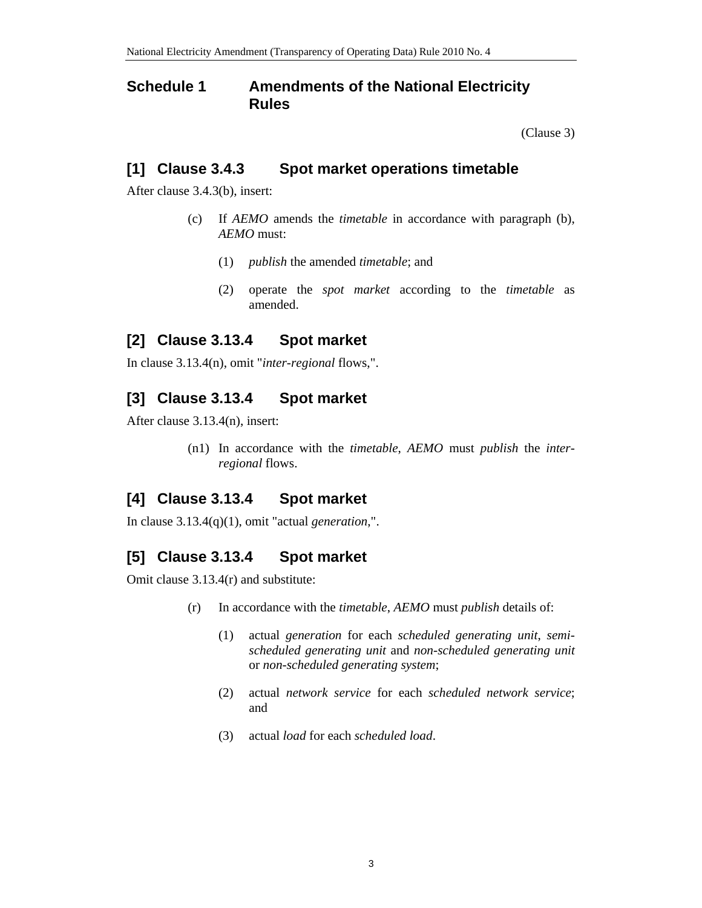## Schedule 1 Amendments of the National Electricity Rules

(Clause 3)

### [1] Clause 3.4.3 Spot market operations timetable

After clause 3.4.3(b), insert:

(c) If *AEMO* amends the *timetable* in accordance with paragraph (b), *AEMO* must:

(1) *publish* the amended *timetable*; and

(2) operate the *spot market* according to the *timetable* as amended.

### [2] Clause 3.13.4 Spot market

In clause 3.13.4(n), omit "*inter-regional* flows,".

### [3] Clause 3.13.4 Spot market

After clause 3.13.4(n), insert:

(n1) In accordance with the *timetable*, *AEMO* must *publish* the *inter-regional* flows.

### [4] Clause 3.13.4 Spot market

In clause 3.13.4(q)(1), omit "actual *generation*,".

### [5] Clause 3.13.4 Spot market

Omit clause 3.13.4(r) and substitute:

(r) In accordance with the *timetable*, *AEMO* must *publish* details of:

(1) actual *generation* for each *scheduled generating unit*, *semi-scheduled generating unit* and *non-scheduled generating unit* or *non-scheduled generating system*;

(2) actual *network service* for each *scheduled network service*; and

(3) actual *load* for each *scheduled load*.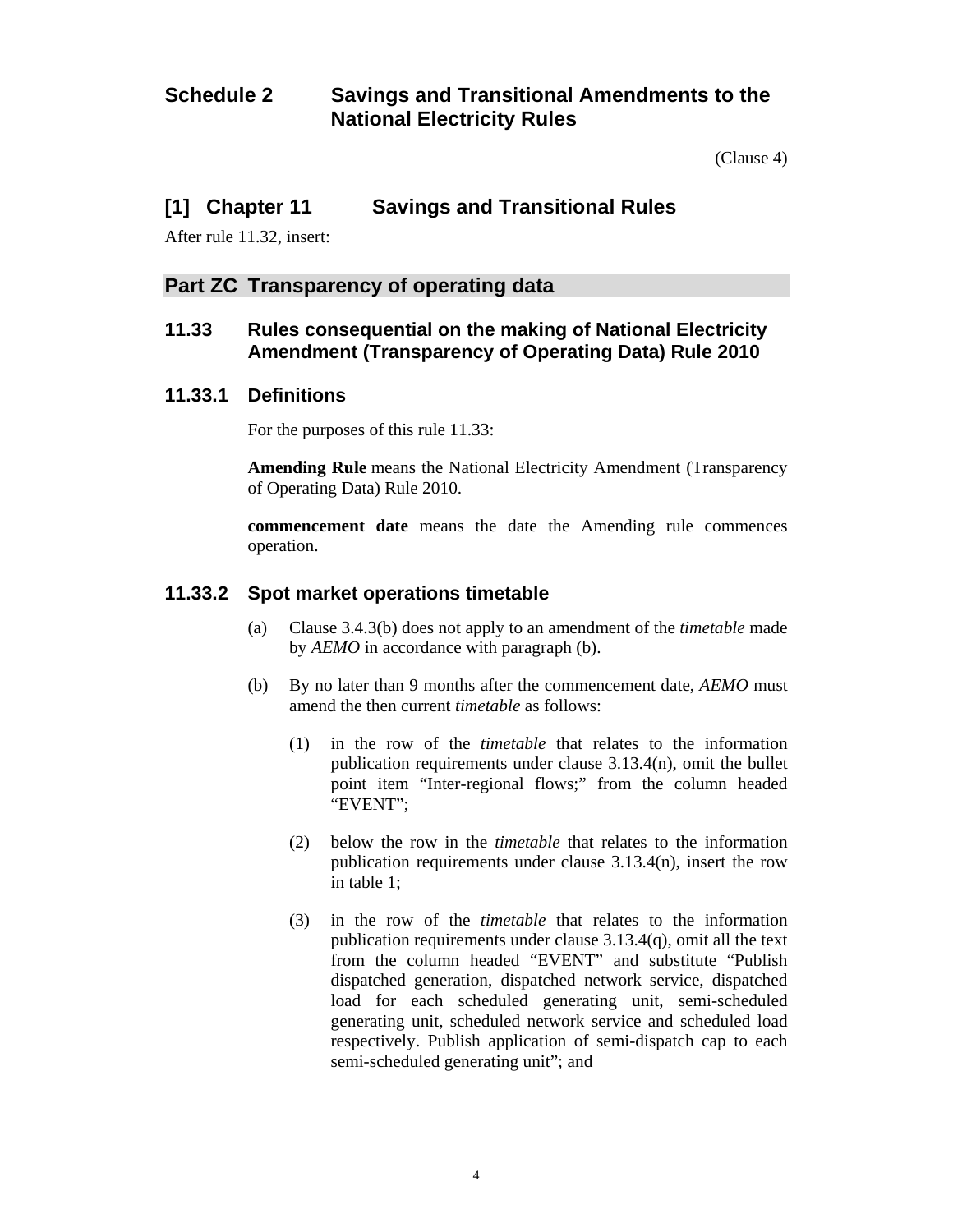# Schedule 2 Savings and Transitional Amendments to the National Electricity Rules

(Clause 4)

## [1] Chapter 11 Savings and Transitional Rules

After rule 11.32, insert:

## Part ZC Transparency of operating data

### 11.33 Rules consequential on the making of National Electricity Amendment (Transparency of Operating Data) Rule 2010

### 11.33.1 Definitions

For the purposes of this rule 11.33:

**Amending Rule** means the National Electricity Amendment (Transparency of Operating Data) Rule 2010.

**commencement date** means the date the Amending rule commences operation.

### 11.33.2 Spot market operations timetable

(a) Clause 3.4.3(b) does not apply to an amendment of the *timetable* made by *AEMO* in accordance with paragraph (b).

(b) By no later than 9 months after the commencement date, *AEMO* must amend the then current *timetable* as follows:

(1) in the row of the *timetable* that relates to the information publication requirements under clause 3.13.4(n), omit the bullet point item "Inter-regional flows;" from the column headed "EVENT";

(2) below the row in the *timetable* that relates to the information publication requirements under clause 3.13.4(n), insert the row in table 1;

(3) in the row of the *timetable* that relates to the information publication requirements under clause 3.13.4(q), omit all the text from the column headed "EVENT" and substitute "Publish dispatched generation, dispatched network service, dispatched load for each scheduled generating unit, semi-scheduled generating unit, scheduled network service and scheduled load respectively. Publish application of semi-dispatch cap to each semi-scheduled generating unit"; and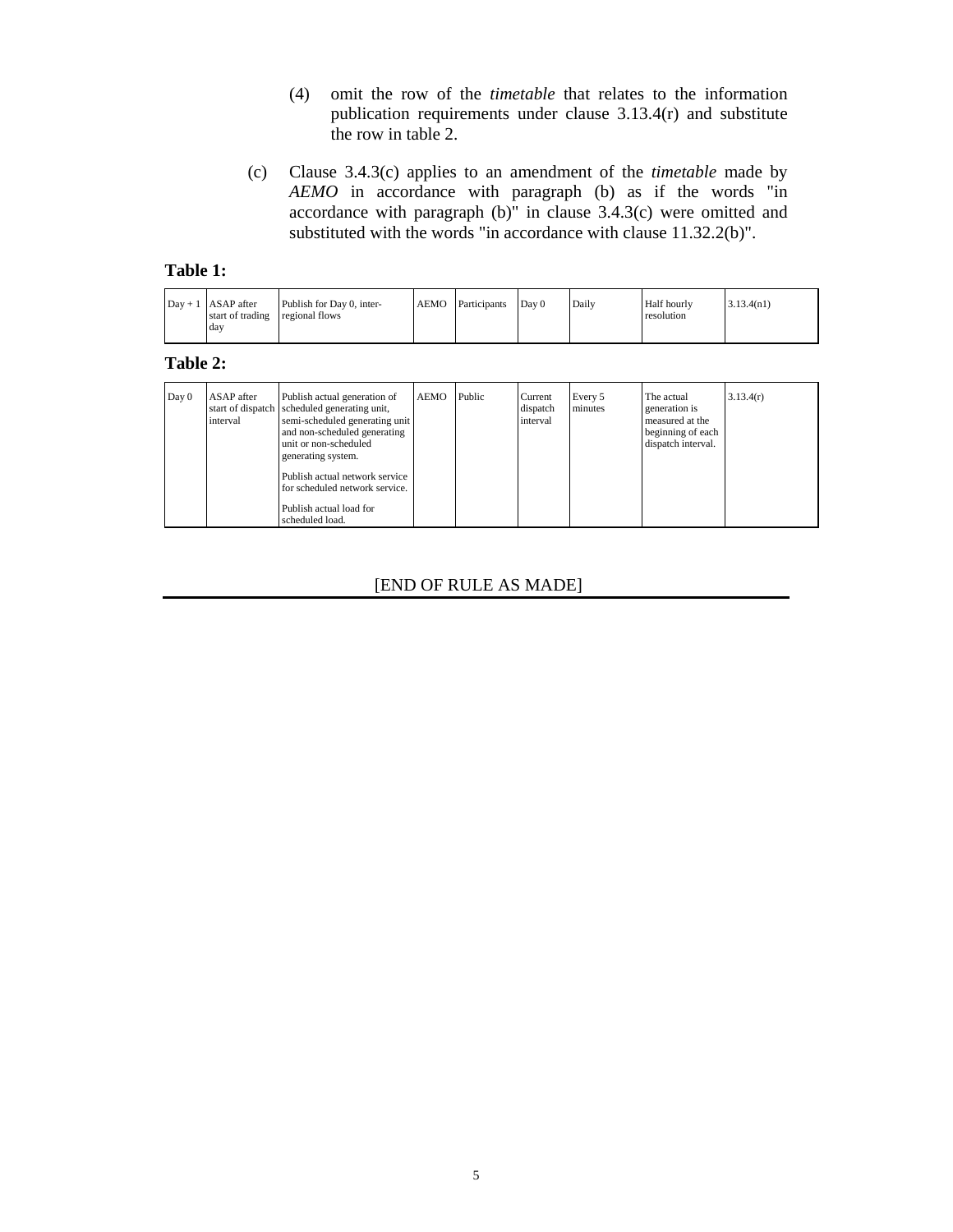(4) omit the row of the *timetable* that relates to the information publication requirements under clause 3.13.4(r) and substitute the row in table 2.

(c) Clause 3.4.3(c) applies to an amendment of the *timetable* made by *AEMO* in accordance with paragraph (b) as if the words "in accordance with paragraph (b)" in clause 3.4.3(c) were omitted and substituted with the words "in accordance with clause 11.32.2(b)".

**Table 1:**

| | | | | | | | | |
|---|---|---|---|---|---|---|---|---|
| Day + 1 | ASAP after start of trading day | Publish for Day 0, inter-regional flows | AEMO | Participants | Day 0 | Daily | Half hourly resolution | 3.13.4(n1) |

**Table 2:**

| | | | | | | | | |
|---|---|---|---|---|---|---|---|---|
| Day 0 | ASAP after start of dispatch interval | Publish actual generation of scheduled generating unit, semi-scheduled generating unit and non-scheduled generating unit or non-scheduled generating system.<br><br>Publish actual network service for scheduled network service.<br><br>Publish actual load for scheduled load. | AEMO | Public | Current dispatch interval | Every 5 minutes | The actual generation is measured at the beginning of each dispatch interval. | 3.13.4(r) |

[END OF RULE AS MADE]